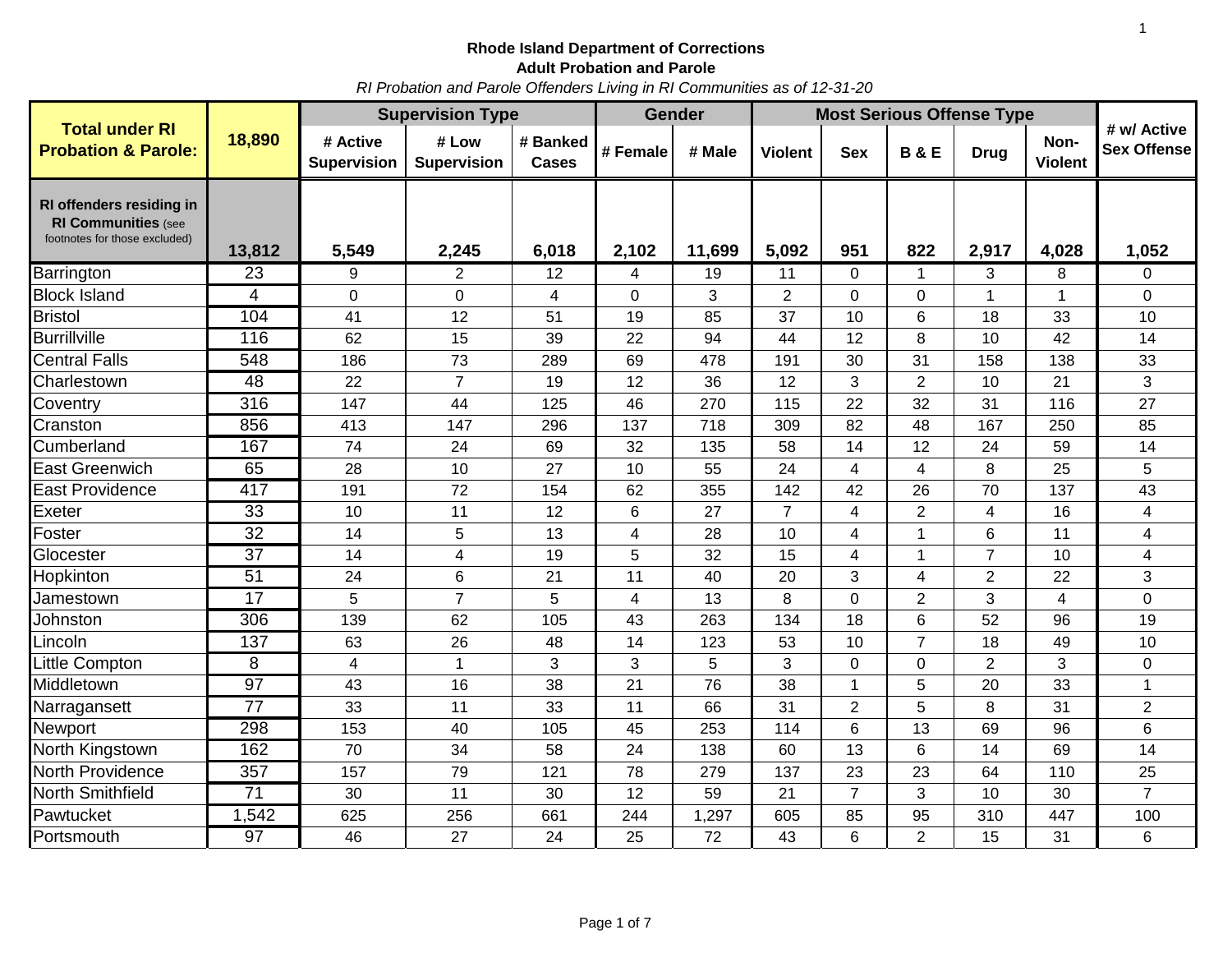**Rhode Island Department of Corrections**

**Adult Probation and Parole**

*RI Probation and Parole Offenders Living in RI Communities as of 12-31-20*

| **Total under RI Probation & Parole:** | **18,890** | **Supervision Type** | | | **Gender** | | **Most Serious Offense Type** | | | | | **# w/ Active Sex Offense** |
|---|---|---|---|---|---|---|---|---|---|---|---|---|
| | | **# Active Supervision** | **# Low Supervision** | **# Banked Cases** | **# Female** | **# Male** | **Violent** | **Sex** | **B & E** | **Drug** | **Non-Violent** | |
| **RI offenders residing in RI Communities** (see footnotes for those excluded) | **13,812** | **5,549** | **2,245** | **6,018** | **2,102** | **11,699** | **5,092** | **951** | **822** | **2,917** | **4,028** | **1,052** |
| Barrington | 23 | 9 | 2 | 12 | 4 | 19 | 11 | 0 | 1 | 3 | 8 | 0 |
| Block Island | 4 | 0 | 0 | 4 | 0 | 3 | 2 | 0 | 0 | 1 | 1 | 0 |
| Bristol | 104 | 41 | 12 | 51 | 19 | 85 | 37 | 10 | 6 | 18 | 33 | 10 |
| Burrillville | 116 | 62 | 15 | 39 | 22 | 94 | 44 | 12 | 8 | 10 | 42 | 14 |
| Central Falls | 548 | 186 | 73 | 289 | 69 | 478 | 191 | 30 | 31 | 158 | 138 | 33 |
| Charlestown | 48 | 22 | 7 | 19 | 12 | 36 | 12 | 3 | 2 | 10 | 21 | 3 |
| Coventry | 316 | 147 | 44 | 125 | 46 | 270 | 115 | 22 | 32 | 31 | 116 | 27 |
| Cranston | 856 | 413 | 147 | 296 | 137 | 718 | 309 | 82 | 48 | 167 | 250 | 85 |
| Cumberland | 167 | 74 | 24 | 69 | 32 | 135 | 58 | 14 | 12 | 24 | 59 | 14 |
| East Greenwich | 65 | 28 | 10 | 27 | 10 | 55 | 24 | 4 | 4 | 8 | 25 | 5 |
| East Providence | 417 | 191 | 72 | 154 | 62 | 355 | 142 | 42 | 26 | 70 | 137 | 43 |
| Exeter | 33 | 10 | 11 | 12 | 6 | 27 | 7 | 4 | 2 | 4 | 16 | 4 |
| Foster | 32 | 14 | 5 | 13 | 4 | 28 | 10 | 4 | 1 | 6 | 11 | 4 |
| Glocester | 37 | 14 | 4 | 19 | 5 | 32 | 15 | 4 | 1 | 7 | 10 | 4 |
| Hopkinton | 51 | 24 | 6 | 21 | 11 | 40 | 20 | 3 | 4 | 2 | 22 | 3 |
| Jamestown | 17 | 5 | 7 | 5 | 4 | 13 | 8 | 0 | 2 | 3 | 4 | 0 |
| Johnston | 306 | 139 | 62 | 105 | 43 | 263 | 134 | 18 | 6 | 52 | 96 | 19 |
| Lincoln | 137 | 63 | 26 | 48 | 14 | 123 | 53 | 10 | 7 | 18 | 49 | 10 |
| Little Compton | 8 | 4 | 1 | 3 | 3 | 5 | 3 | 0 | 0 | 2 | 3 | 0 |
| Middletown | 97 | 43 | 16 | 38 | 21 | 76 | 38 | 1 | 5 | 20 | 33 | 1 |
| Narragansett | 77 | 33 | 11 | 33 | 11 | 66 | 31 | 2 | 5 | 8 | 31 | 2 |
| Newport | 298 | 153 | 40 | 105 | 45 | 253 | 114 | 6 | 13 | 69 | 96 | 6 |
| North Kingstown | 162 | 70 | 34 | 58 | 24 | 138 | 60 | 13 | 6 | 14 | 69 | 14 |
| North Providence | 357 | 157 | 79 | 121 | 78 | 279 | 137 | 23 | 23 | 64 | 110 | 25 |
| North Smithfield | 71 | 30 | 11 | 30 | 12 | 59 | 21 | 7 | 3 | 10 | 30 | 7 |
| Pawtucket | 1,542 | 625 | 256 | 661 | 244 | 1,297 | 605 | 85 | 95 | 310 | 447 | 100 |
| Portsmouth | 97 | 46 | 27 | 24 | 25 | 72 | 43 | 6 | 2 | 15 | 31 | 6 |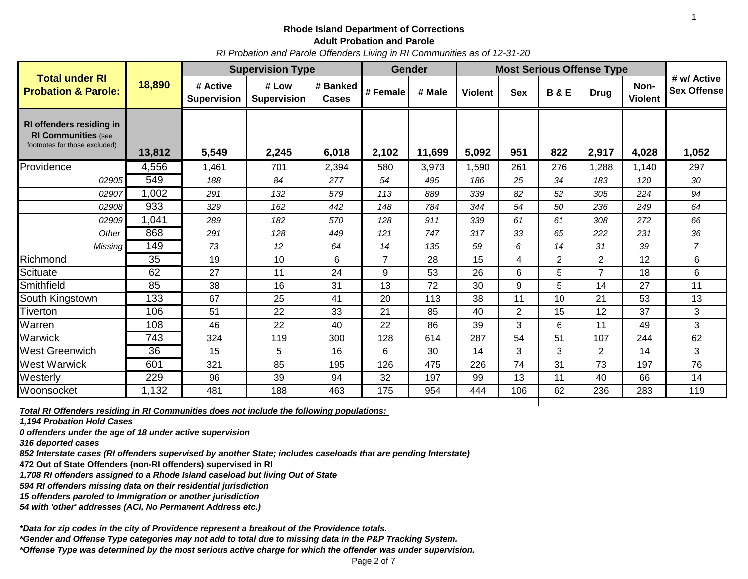**Rhode Island Department of Corrections**
**Adult Probation and Parole**
*RI Probation and Parole Offenders Living in RI Communities as of 12-31-20*

| Total under RI Probation & Parole: | 18,890 | Supervision Type | | | Gender | | Most Serious Offense Type | | | | | # w/ Active Sex Offense |
|---|---|---|---|---|---|---|---|---|---|---|---|---|
| | | # Active Supervision | # Low Supervision | # Banked Cases | # Female | # Male | Violent | Sex | B & E | Drug | Non-Violent | |
| **RI offenders residing in RI Communities** (see footnotes for those excluded) | **13,812** | **5,549** | **2,245** | **6,018** | **2,102** | **11,699** | **5,092** | **951** | **822** | **2,917** | **4,028** | **1,052** |
| Providence | 4,556 | 1,461 | 701 | 2,394 | 580 | 3,973 | 1,590 | 261 | 276 | 1,288 | 1,140 | 297 |
| *02905* | 549 | *188* | *84* | *277* | *54* | *495* | *186* | *25* | *34* | *183* | *120* | *30* |
| *02907* | 1,002 | *291* | *132* | *579* | *113* | *889* | *339* | *82* | *52* | *305* | *224* | *94* |
| *02908* | 933 | *329* | *162* | *442* | *148* | *784* | *344* | *54* | *50* | *236* | *249* | *64* |
| *02909* | 1,041 | *289* | *182* | *570* | *128* | *911* | *339* | *61* | *61* | *308* | *272* | *66* |
| *Other* | 868 | *291* | *128* | *449* | *121* | *747* | *317* | *33* | *65* | *222* | *231* | *36* |
| *Missing* | 149 | *73* | *12* | *64* | *14* | *135* | *59* | *6* | *14* | *31* | *39* | *7* |
| Richmond | 35 | 19 | 10 | 6 | 7 | 28 | 15 | 4 | 2 | 2 | 12 | 6 |
| Scituate | 62 | 27 | 11 | 24 | 9 | 53 | 26 | 6 | 5 | 7 | 18 | 6 |
| Smithfield | 85 | 38 | 16 | 31 | 13 | 72 | 30 | 9 | 5 | 14 | 27 | 11 |
| South Kingstown | 133 | 67 | 25 | 41 | 20 | 113 | 38 | 11 | 10 | 21 | 53 | 13 |
| Tiverton | 106 | 51 | 22 | 33 | 21 | 85 | 40 | 2 | 15 | 12 | 37 | 3 |
| Warren | 108 | 46 | 22 | 40 | 22 | 86 | 39 | 3 | 6 | 11 | 49 | 3 |
| Warwick | 743 | 324 | 119 | 300 | 128 | 614 | 287 | 54 | 51 | 107 | 244 | 62 |
| West Greenwich | 36 | 15 | 5 | 16 | 6 | 30 | 14 | 3 | 3 | 2 | 14 | 3 |
| West Warwick | 601 | 321 | 85 | 195 | 126 | 475 | 226 | 74 | 31 | 73 | 197 | 76 |
| Westerly | 229 | 96 | 39 | 94 | 32 | 197 | 99 | 13 | 11 | 40 | 66 | 14 |
| Woonsocket | 1,132 | 481 | 188 | 463 | 175 | 954 | 444 | 106 | 62 | 236 | 283 | 119 |

***Total RI Offenders residing in RI Communities does not include the following populations:***

***1,194 Probation Hold Cases***
***0 offenders under the age of 18 under active supervision***
***316 deported cases***
***852 Interstate cases (RI offenders supervised by another State; includes caseloads that are pending Interstate)***
**472 Out of State Offenders (non-RI offenders) supervised in RI**
***1,708 RI offenders assigned to a Rhode Island caseload but living Out of State***
***594 RI offenders missing data on their residential jurisdiction***
***15 offenders paroled to Immigration or another jurisdiction***
***54 with 'other' addresses (ACI, No Permanent Address etc.)***

***\*Data for zip codes in the city of Providence represent a breakout of the Providence totals.***
***\*Gender and Offense Type categories may not add to total due to missing data in the P&P Tracking System.***
***\*Offense Type was determined by the most serious active charge for which the offender was under supervision.***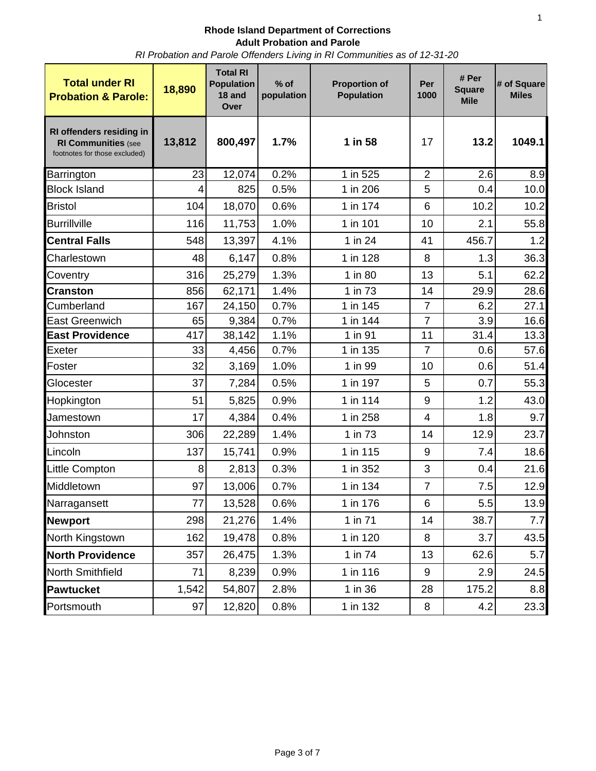**Rhode Island Department of Corrections**
**Adult Probation and Parole**
*RI Probation and Parole Offenders Living in RI Communities as of 12-31-20*

| **Total under RI Probation & Parole:** | **18,890** | **Total RI Population 18 and Over** | **% of population** | **Proportion of Population** | **Per 1000** | **# Per Square Mile** | **# of Square Miles** |
|---|---|---|---|---|---|---|---|
| **RI offenders residing in RI Communities** (see footnotes for those excluded) | **13,812** | **800,497** | **1.7%** | **1 in 58** | 17 | **13.2** | **1049.1** |
| Barrington | 23 | 12,074 | 0.2% | 1 in 525 | 2 | 2.6 | 8.9 |
| Block Island | 4 | 825 | 0.5% | 1 in 206 | 5 | 0.4 | 10.0 |
| Bristol | 104 | 18,070 | 0.6% | 1 in 174 | 6 | 10.2 | 10.2 |
| Burrillville | 116 | 11,753 | 1.0% | 1 in 101 | 10 | 2.1 | 55.8 |
| **Central Falls** | 548 | 13,397 | 4.1% | 1 in 24 | 41 | 456.7 | 1.2 |
| Charlestown | 48 | 6,147 | 0.8% | 1 in 128 | 8 | 1.3 | 36.3 |
| Coventry | 316 | 25,279 | 1.3% | 1 in 80 | 13 | 5.1 | 62.2 |
| **Cranston** | 856 | 62,171 | 1.4% | 1 in 73 | 14 | 29.9 | 28.6 |
| Cumberland | 167 | 24,150 | 0.7% | 1 in 145 | 7 | 6.2 | 27.1 |
| East Greenwich | 65 | 9,384 | 0.7% | 1 in 144 | 7 | 3.9 | 16.6 |
| **East Providence** | 417 | 38,142 | 1.1% | 1 in 91 | 11 | 31.4 | 13.3 |
| Exeter | 33 | 4,456 | 0.7% | 1 in 135 | 7 | 0.6 | 57.6 |
| Foster | 32 | 3,169 | 1.0% | 1 in 99 | 10 | 0.6 | 51.4 |
| Glocester | 37 | 7,284 | 0.5% | 1 in 197 | 5 | 0.7 | 55.3 |
| Hopkington | 51 | 5,825 | 0.9% | 1 in 114 | 9 | 1.2 | 43.0 |
| Jamestown | 17 | 4,384 | 0.4% | 1 in 258 | 4 | 1.8 | 9.7 |
| Johnston | 306 | 22,289 | 1.4% | 1 in 73 | 14 | 12.9 | 23.7 |
| Lincoln | 137 | 15,741 | 0.9% | 1 in 115 | 9 | 7.4 | 18.6 |
| Little Compton | 8 | 2,813 | 0.3% | 1 in 352 | 3 | 0.4 | 21.6 |
| Middletown | 97 | 13,006 | 0.7% | 1 in 134 | 7 | 7.5 | 12.9 |
| Narragansett | 77 | 13,528 | 0.6% | 1 in 176 | 6 | 5.5 | 13.9 |
| **Newport** | 298 | 21,276 | 1.4% | 1 in 71 | 14 | 38.7 | 7.7 |
| North Kingstown | 162 | 19,478 | 0.8% | 1 in 120 | 8 | 3.7 | 43.5 |
| **North Providence** | 357 | 26,475 | 1.3% | 1 in 74 | 13 | 62.6 | 5.7 |
| North Smithfield | 71 | 8,239 | 0.9% | 1 in 116 | 9 | 2.9 | 24.5 |
| **Pawtucket** | 1,542 | 54,807 | 2.8% | 1 in 36 | 28 | 175.2 | 8.8 |
| Portsmouth | 97 | 12,820 | 0.8% | 1 in 132 | 8 | 4.2 | 23.3 |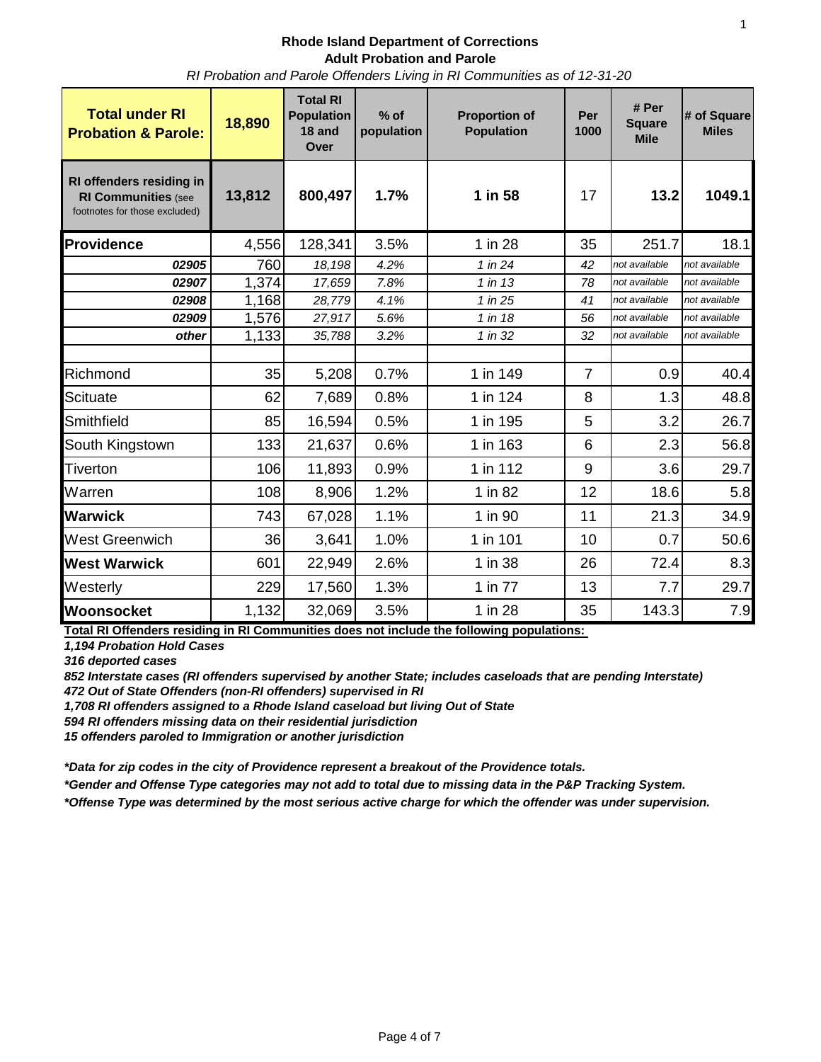**Rhode Island Department of Corrections**
**Adult Probation and Parole**
*RI Probation and Parole Offenders Living in RI Communities as of 12-31-20*

| **Total under RI Probation & Parole:** | **18,890** | **Total RI Population 18 and Over** | **% of population** | **Proportion of Population** | **Per 1000** | **# Per Square Mile** | **# of Square Miles** |
|---|---|---|---|---|---|---|---|
| **RI offenders residing in RI Communities** (see footnotes for those excluded) | **13,812** | **800,497** | **1.7%** | **1 in 58** | 17 | **13.2** | **1049.1** |
| **Providence** | 4,556 | 128,341 | 3.5% | 1 in 28 | 35 | 251.7 | 18.1 |
| ***02905*** | 760 | *18,198* | *4.2%* | *1 in 24* | *42* | *not available* | *not available* |
| ***02907*** | 1,374 | *17,659* | *7.8%* | *1 in 13* | *78* | *not available* | *not available* |
| ***02908*** | 1,168 | *28,779* | *4.1%* | *1 in 25* | *41* | *not available* | *not available* |
| ***02909*** | 1,576 | *27,917* | *5.6%* | *1 in 18* | *56* | *not available* | *not available* |
| ***other*** | 1,133 | *35,788* | *3.2%* | *1 in 32* | *32* | *not available* | *not available* |
| | | | | | | | |
| Richmond | 35 | 5,208 | 0.7% | 1 in 149 | 7 | 0.9 | 40.4 |
| Scituate | 62 | 7,689 | 0.8% | 1 in 124 | 8 | 1.3 | 48.8 |
| Smithfield | 85 | 16,594 | 0.5% | 1 in 195 | 5 | 3.2 | 26.7 |
| South Kingstown | 133 | 21,637 | 0.6% | 1 in 163 | 6 | 2.3 | 56.8 |
| Tiverton | 106 | 11,893 | 0.9% | 1 in 112 | 9 | 3.6 | 29.7 |
| Warren | 108 | 8,906 | 1.2% | 1 in 82 | 12 | 18.6 | 5.8 |
| **Warwick** | 743 | 67,028 | 1.1% | 1 in 90 | 11 | 21.3 | 34.9 |
| West Greenwich | 36 | 3,641 | 1.0% | 1 in 101 | 10 | 0.7 | 50.6 |
| **West Warwick** | 601 | 22,949 | 2.6% | 1 in 38 | 26 | 72.4 | 8.3 |
| Westerly | 229 | 17,560 | 1.3% | 1 in 77 | 13 | 7.7 | 29.7 |
| **Woonsocket** | 1,132 | 32,069 | 3.5% | 1 in 28 | 35 | 143.3 | 7.9 |

**Total RI Offenders residing in RI Communities does not include the following populations:**

***1,194 Probation Hold Cases***

***316 deported cases***

***852 Interstate cases (RI offenders supervised by another State; includes caseloads that are pending Interstate)***

***472 Out of State Offenders (non-RI offenders) supervised in RI***

***1,708 RI offenders assigned to a Rhode Island caseload but living Out of State***

***594 RI offenders missing data on their residential jurisdiction***

***15 offenders paroled to Immigration or another jurisdiction***

****Data for zip codes in the city of Providence represent a breakout of the Providence totals.***

****Gender and Offense Type categories may not add to total due to missing data in the P&P Tracking System.***

****Offense Type was determined by the most serious active charge for which the offender was under supervision.***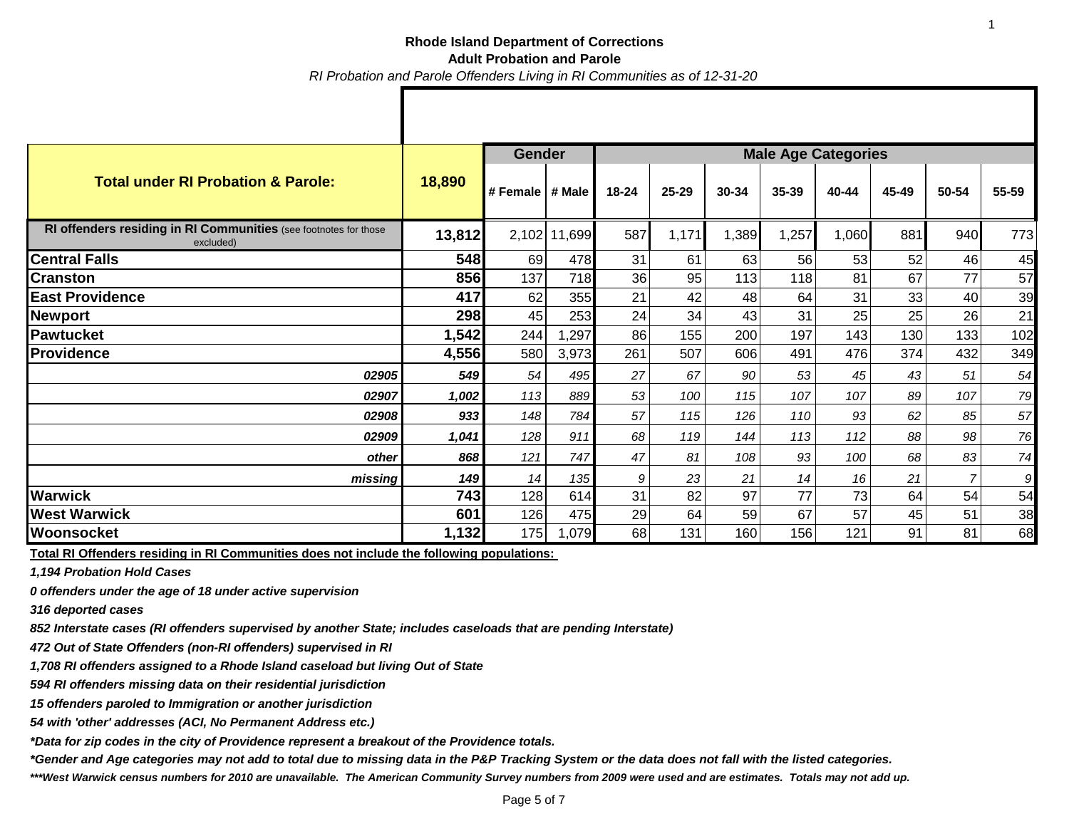**Rhode Island Department of Corrections**
**Adult Probation and Parole**
*RI Probation and Parole Offenders Living in RI Communities as of 12-31-20*

| Total under RI Probation & Parole: | 18,890 | Gender | | Male Age Categories | | | | | | | |
|---|---|---|---|---|---|---|---|---|---|---|---|
| | | # Female | # Male | 18-24 | 25-29 | 30-34 | 35-39 | 40-44 | 45-49 | 50-54 | 55-59 |
| **RI offenders residing in RI Communities** (see footnotes for those excluded) | **13,812** | 2,102 | 11,699 | 587 | 1,171 | 1,389 | 1,257 | 1,060 | 881 | 940 | 773 |
| **Central Falls** | **548** | 69 | 478 | 31 | 61 | 63 | 56 | 53 | 52 | 46 | 45 |
| **Cranston** | **856** | 137 | 718 | 36 | 95 | 113 | 118 | 81 | 67 | 77 | 57 |
| **East Providence** | **417** | 62 | 355 | 21 | 42 | 48 | 64 | 31 | 33 | 40 | 39 |
| **Newport** | **298** | 45 | 253 | 24 | 34 | 43 | 31 | 25 | 25 | 26 | 21 |
| **Pawtucket** | **1,542** | 244 | 1,297 | 86 | 155 | 200 | 197 | 143 | 130 | 133 | 102 |
| **Providence** | **4,556** | 580 | 3,973 | 261 | 507 | 606 | 491 | 476 | 374 | 432 | 349 |
| ***02905*** | ***549*** | *54* | *495* | *27* | *67* | *90* | *53* | *45* | *43* | *51* | *54* |
| ***02907*** | ***1,002*** | *113* | *889* | *53* | *100* | *115* | *107* | *107* | *89* | *107* | *79* |
| ***02908*** | ***933*** | *148* | *784* | *57* | *115* | *126* | *110* | *93* | *62* | *85* | *57* |
| ***02909*** | ***1,041*** | *128* | *911* | *68* | *119* | *144* | *113* | *112* | *88* | *98* | *76* |
| ***other*** | ***868*** | *121* | *747* | *47* | *81* | *108* | *93* | *100* | *68* | *83* | *74* |
| ***missing*** | ***149*** | *14* | *135* | *9* | *23* | *21* | *14* | *16* | *21* | *7* | *9* |
| **Warwick** | **743** | 128 | 614 | 31 | 82 | 97 | 77 | 73 | 64 | 54 | 54 |
| **West Warwick** | **601** | 126 | 475 | 29 | 64 | 59 | 67 | 57 | 45 | 51 | 38 |
| **Woonsocket** | **1,132** | 175 | 1,079 | 68 | 131 | 160 | 156 | 121 | 91 | 81 | 68 |

**Total RI Offenders residing in RI Communities does not include the following populations:**

***1,194 Probation Hold Cases***

***0 offenders under the age of 18 under active supervision***

***316 deported cases***

***852 Interstate cases (RI offenders supervised by another State; includes caseloads that are pending Interstate)***

***472 Out of State Offenders (non-RI offenders) supervised in RI***

***1,708 RI offenders assigned to a Rhode Island caseload but living Out of State***

***594 RI offenders missing data on their residential jurisdiction***

***15 offenders paroled to Immigration or another jurisdiction***

***54 with 'other' addresses (ACI, No Permanent Address etc.)***

****Data for zip codes in the city of Providence represent a breakout of the Providence totals.***

****Gender and Age categories may not add to total due to missing data in the P&P Tracking System or the data does not fall with the listed categories.***

*****West Warwick census numbers for 2010 are unavailable. The American Community Survey numbers from 2009 were used and are estimates. Totals may not add up.***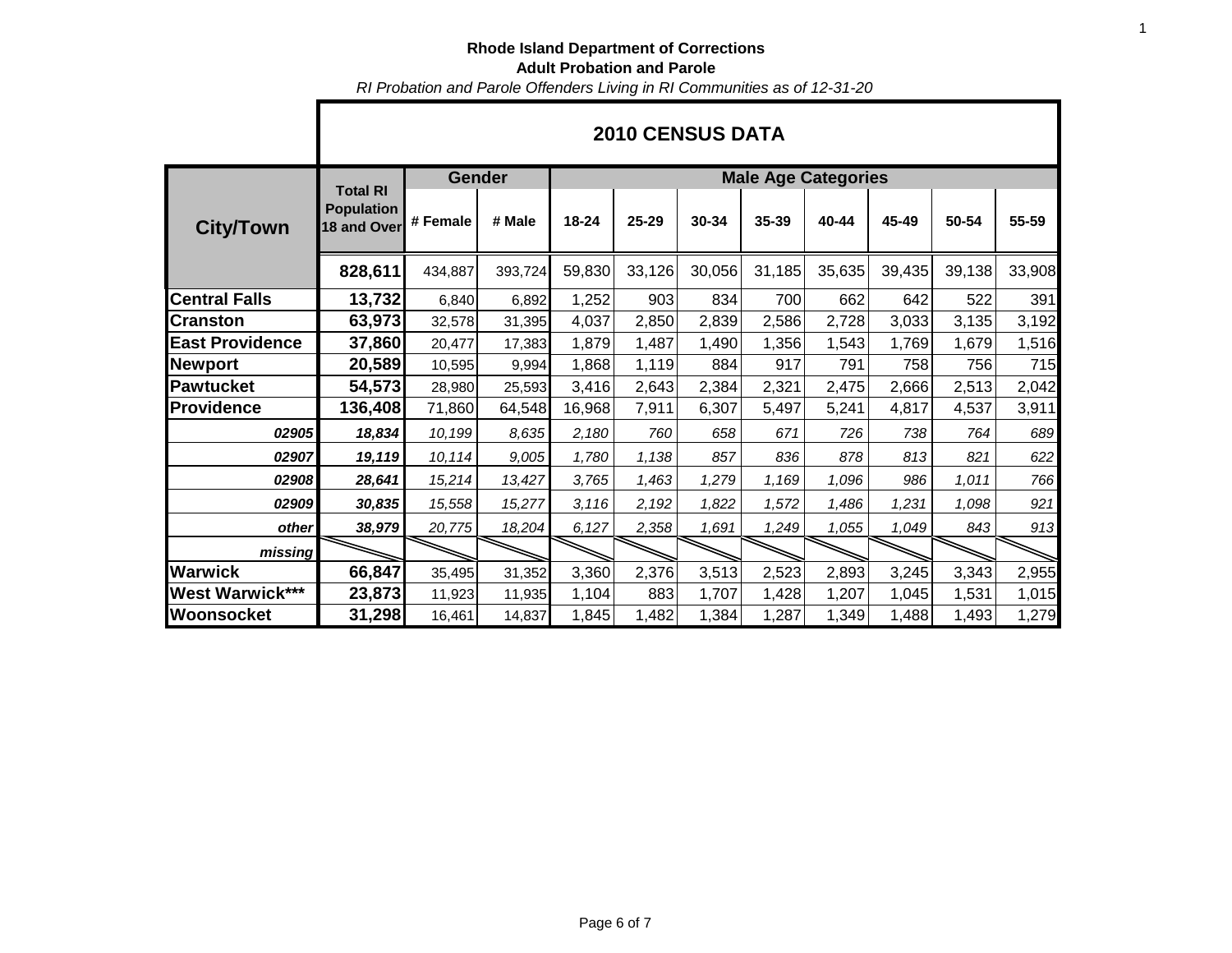**Rhode Island Department of Corrections**

**Adult Probation and Parole**

*RI Probation and Parole Offenders Living in RI Communities as of 12-31-20*

## 2010 CENSUS DATA

| City/Town | Total RI Population 18 and Over | Gender | | Male Age Categories | | | | | | | |
|---|---|---|---|---|---|---|---|---|---|---|---|
| | | # Female | # Male | 18-24 | 25-29 | 30-34 | 35-39 | 40-44 | 45-49 | 50-54 | 55-59 |
| | **828,611** | 434,887 | 393,724 | 59,830 | 33,126 | 30,056 | 31,185 | 35,635 | 39,435 | 39,138 | 33,908 |
| **Central Falls** | **13,732** | 6,840 | 6,892 | 1,252 | 903 | 834 | 700 | 662 | 642 | 522 | 391 |
| **Cranston** | **63,973** | 32,578 | 31,395 | 4,037 | 2,850 | 2,839 | 2,586 | 2,728 | 3,033 | 3,135 | 3,192 |
| **East Providence** | **37,860** | 20,477 | 17,383 | 1,879 | 1,487 | 1,490 | 1,356 | 1,543 | 1,769 | 1,679 | 1,516 |
| **Newport** | **20,589** | 10,595 | 9,994 | 1,868 | 1,119 | 884 | 917 | 791 | 758 | 756 | 715 |
| **Pawtucket** | **54,573** | 28,980 | 25,593 | 3,416 | 2,643 | 2,384 | 2,321 | 2,475 | 2,666 | 2,513 | 2,042 |
| **Providence** | **136,408** | 71,860 | 64,548 | 16,968 | 7,911 | 6,307 | 5,497 | 5,241 | 4,817 | 4,537 | 3,911 |
| ***02905*** | ***18,834*** | *10,199* | *8,635* | *2,180* | *760* | *658* | *671* | *726* | *738* | *764* | *689* |
| ***02907*** | ***19,119*** | *10,114* | *9,005* | *1,780* | *1,138* | *857* | *836* | *878* | *813* | *821* | *622* |
| ***02908*** | ***28,641*** | *15,214* | *13,427* | *3,765* | *1,463* | *1,279* | *1,169* | *1,096* | *986* | *1,011* | *766* |
| ***02909*** | ***30,835*** | *15,558* | *15,277* | *3,116* | *2,192* | *1,822* | *1,572* | *1,486* | *1,231* | *1,098* | *921* |
| ***other*** | ***38,979*** | *20,775* | *18,204* | *6,127* | *2,358* | *1,691* | *1,249* | *1,055* | *1,049* | *843* | *913* |
| ***missing*** | | | | | | | | | | | |
| **Warwick** | **66,847** | 35,495 | 31,352 | 3,360 | 2,376 | 3,513 | 2,523 | 2,893 | 3,245 | 3,343 | 2,955 |
| **West Warwick*** | **23,873** | 11,923 | 11,935 | 1,104 | 883 | 1,707 | 1,428 | 1,207 | 1,045 | 1,531 | 1,015 |
| **Woonsocket** | **31,298** | 16,461 | 14,837 | 1,845 | 1,482 | 1,384 | 1,287 | 1,349 | 1,488 | 1,493 | 1,279 |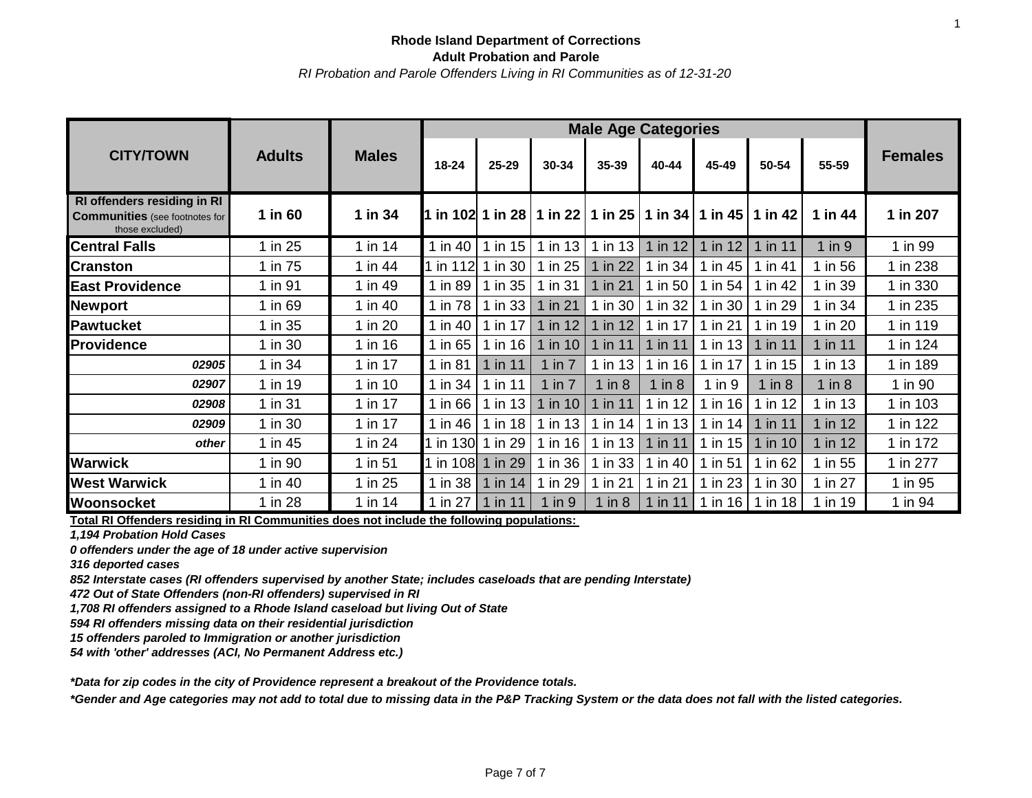**Rhode Island Department of Corrections**
**Adult Probation and Parole**
*RI Probation and Parole Offenders Living in RI Communities as of 12-31-20*

| CITY/TOWN | Adults | Males | Male Age Categories | | | | | | | | Females |
|---|---|---|---|---|---|---|---|---|---|---|---|
| | | | 18-24 | 25-29 | 30-34 | 35-39 | 40-44 | 45-49 | 50-54 | 55-59 | |
| **RI offenders residing in RI Communities** (see footnotes for those excluded) | **1 in 60** | **1 in 34** | **1 in 102** | **1 in 28** | **1 in 22** | **1 in 25** | **1 in 34** | **1 in 45** | **1 in 42** | **1 in 44** | **1 in 207** |
| **Central Falls** | 1 in 25 | 1 in 14 | 1 in 40 | 1 in 15 | 1 in 13 | 1 in 13 | 1 in 12 | 1 in 12 | 1 in 11 | 1 in 9 | 1 in 99 |
| **Cranston** | 1 in 75 | 1 in 44 | 1 in 112 | 1 in 30 | 1 in 25 | 1 in 22 | 1 in 34 | 1 in 45 | 1 in 41 | 1 in 56 | 1 in 238 |
| **East Providence** | 1 in 91 | 1 in 49 | 1 in 89 | 1 in 35 | 1 in 31 | 1 in 21 | 1 in 50 | 1 in 54 | 1 in 42 | 1 in 39 | 1 in 330 |
| **Newport** | 1 in 69 | 1 in 40 | 1 in 78 | 1 in 33 | 1 in 21 | 1 in 30 | 1 in 32 | 1 in 30 | 1 in 29 | 1 in 34 | 1 in 235 |
| **Pawtucket** | 1 in 35 | 1 in 20 | 1 in 40 | 1 in 17 | 1 in 12 | 1 in 12 | 1 in 17 | 1 in 21 | 1 in 19 | 1 in 20 | 1 in 119 |
| **Providence** | 1 in 30 | 1 in 16 | 1 in 65 | 1 in 16 | 1 in 10 | 1 in 11 | 1 in 11 | 1 in 13 | 1 in 11 | 1 in 11 | 1 in 124 |
| ***02905*** | 1 in 34 | 1 in 17 | 1 in 81 | 1 in 11 | 1 in 7 | 1 in 13 | 1 in 16 | 1 in 17 | 1 in 15 | 1 in 13 | 1 in 189 |
| ***02907*** | 1 in 19 | 1 in 10 | 1 in 34 | 1 in 11 | 1 in 7 | 1 in 8 | 1 in 8 | 1 in 9 | 1 in 8 | 1 in 8 | 1 in 90 |
| ***02908*** | 1 in 31 | 1 in 17 | 1 in 66 | 1 in 13 | 1 in 10 | 1 in 11 | 1 in 12 | 1 in 16 | 1 in 12 | 1 in 13 | 1 in 103 |
| ***02909*** | 1 in 30 | 1 in 17 | 1 in 46 | 1 in 18 | 1 in 13 | 1 in 14 | 1 in 13 | 1 in 14 | 1 in 11 | 1 in 12 | 1 in 122 |
| ***other*** | 1 in 45 | 1 in 24 | 1 in 130 | 1 in 29 | 1 in 16 | 1 in 13 | 1 in 11 | 1 in 15 | 1 in 10 | 1 in 12 | 1 in 172 |
| **Warwick** | 1 in 90 | 1 in 51 | 1 in 108 | 1 in 29 | 1 in 36 | 1 in 33 | 1 in 40 | 1 in 51 | 1 in 62 | 1 in 55 | 1 in 277 |
| **West Warwick** | 1 in 40 | 1 in 25 | 1 in 38 | 1 in 14 | 1 in 29 | 1 in 21 | 1 in 21 | 1 in 23 | 1 in 30 | 1 in 27 | 1 in 95 |
| **Woonsocket** | 1 in 28 | 1 in 14 | 1 in 27 | 1 in 11 | 1 in 9 | 1 in 8 | 1 in 11 | 1 in 16 | 1 in 18 | 1 in 19 | 1 in 94 |

**Total RI Offenders residing in RI Communities does not include the following populations:**

***1,194 Probation Hold Cases***

***0 offenders under the age of 18 under active supervision***

***316 deported cases***

***852 Interstate cases (RI offenders supervised by another State; includes caseloads that are pending Interstate)***

***472 Out of State Offenders (non-RI offenders) supervised in RI***

***1,708 RI offenders assigned to a Rhode Island caseload but living Out of State***

***594 RI offenders missing data on their residential jurisdiction***

***15 offenders paroled to Immigration or another jurisdiction***

***54 with 'other' addresses (ACI, No Permanent Address etc.)***

****Data for zip codes in the city of Providence represent a breakout of the Providence totals.***

****Gender and Age categories may not add to total due to missing data in the P&P Tracking System or the data does not fall with the listed categories.***